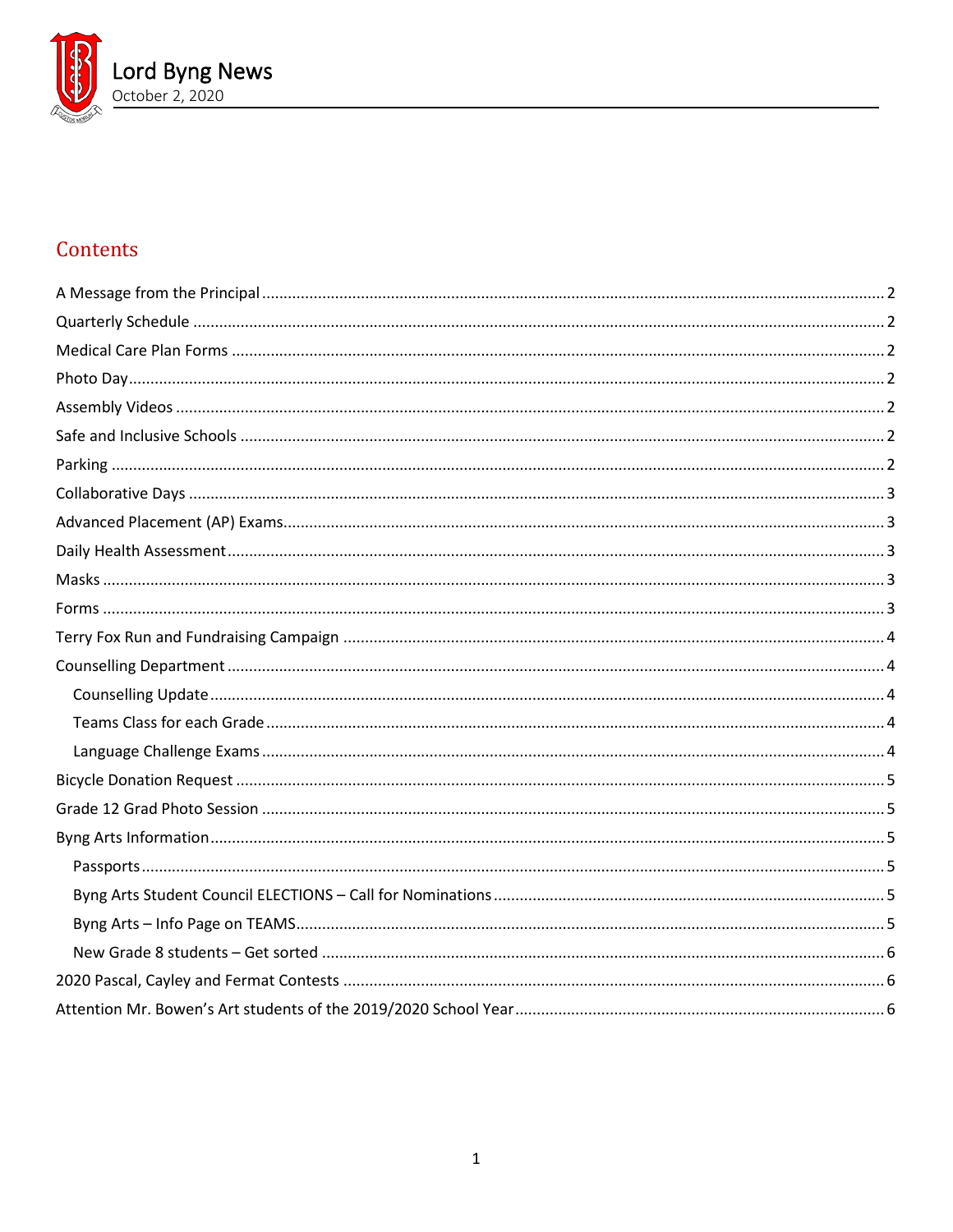# Lord Byng News

October 2, 2020

## Contents

- A Message from the Principal ..... 2
- Quarterly Schedule ..... 2
- Medical Care Plan Forms ..... 2
- Photo Day ..... 2
- Assembly Videos ..... 2
- Safe and Inclusive Schools ..... 2
- Parking ..... 2
- Collaborative Days ..... 3
- Advanced Placement (AP) Exams ..... 3
- Daily Health Assessment ..... 3
- Masks ..... 3
- Forms ..... 3
- Terry Fox Run and Fundraising Campaign ..... 4
- Counselling Department ..... 4
  - Counselling Update ..... 4
  - Teams Class for each Grade ..... 4
  - Language Challenge Exams ..... 4
- Bicycle Donation Request ..... 5
- Grade 12 Grad Photo Session ..... 5
- Byng Arts Information ..... 5
  - Passports ..... 5
  - Byng Arts Student Council ELECTIONS – Call for Nominations ..... 5
  - Byng Arts – Info Page on TEAMS ..... 5
  - New Grade 8 students – Get sorted ..... 6
- 2020 Pascal, Cayley and Fermat Contests ..... 6
- Attention Mr. Bowen's Art students of the 2019/2020 School Year ..... 6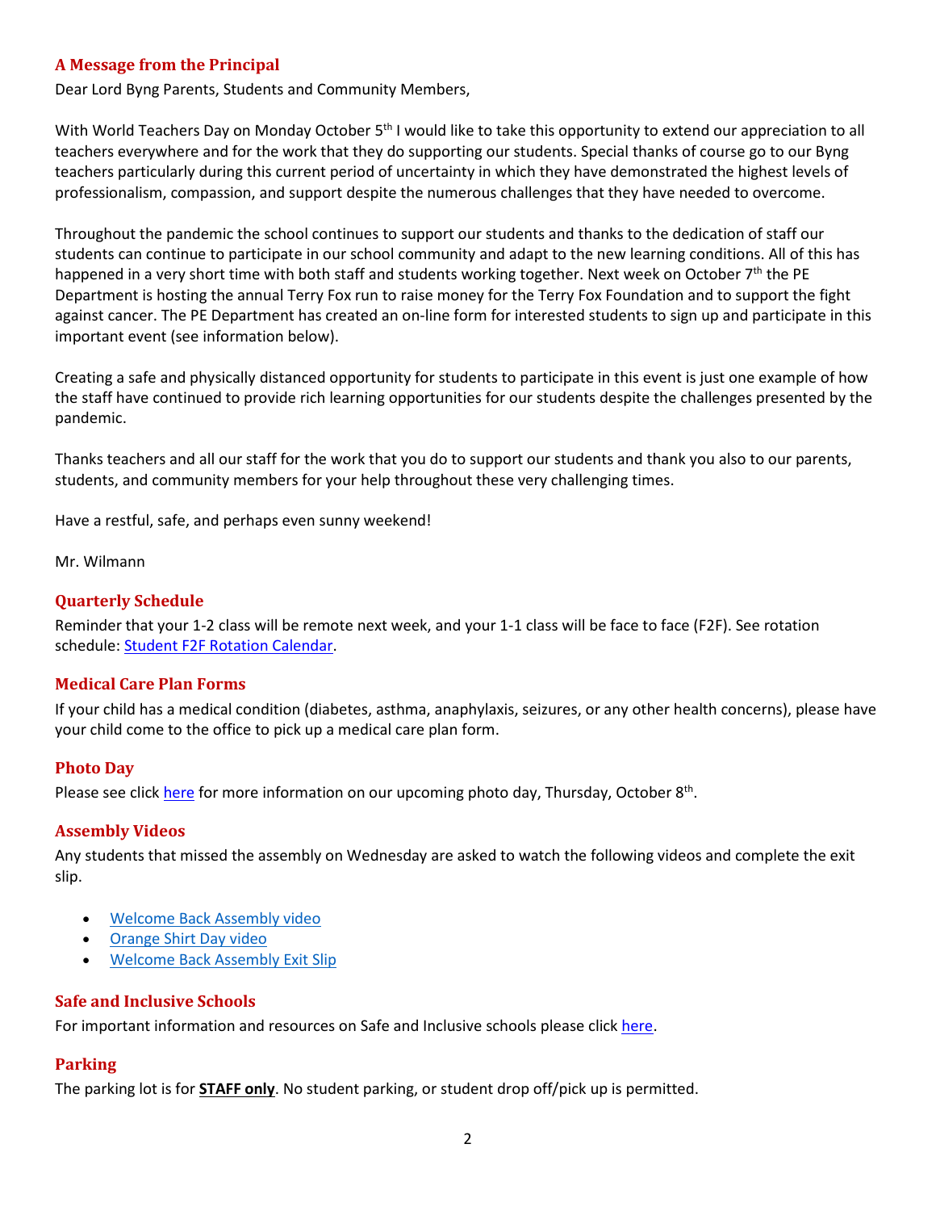## A Message from the Principal

Dear Lord Byng Parents, Students and Community Members,

With World Teachers Day on Monday October 5th I would like to take this opportunity to extend our appreciation to all teachers everywhere and for the work that they do supporting our students. Special thanks of course go to our Byng teachers particularly during this current period of uncertainty in which they have demonstrated the highest levels of professionalism, compassion, and support despite the numerous challenges that they have needed to overcome.

Throughout the pandemic the school continues to support our students and thanks to the dedication of staff our students can continue to participate in our school community and adapt to the new learning conditions. All of this has happened in a very short time with both staff and students working together. Next week on October 7th the PE Department is hosting the annual Terry Fox run to raise money for the Terry Fox Foundation and to support the fight against cancer. The PE Department has created an on-line form for interested students to sign up and participate in this important event (see information below).

Creating a safe and physically distanced opportunity for students to participate in this event is just one example of how the staff have continued to provide rich learning opportunities for our students despite the challenges presented by the pandemic.

Thanks teachers and all our staff for the work that you do to support our students and thank you also to our parents, students, and community members for your help throughout these very challenging times.

Have a restful, safe, and perhaps even sunny weekend!

Mr. Wilmann

## Quarterly Schedule

Reminder that your 1-2 class will be remote next week, and your 1-1 class will be face to face (F2F). See rotation schedule: Student F2F Rotation Calendar.

## Medical Care Plan Forms

If your child has a medical condition (diabetes, asthma, anaphylaxis, seizures, or any other health concerns), please have your child come to the office to pick up a medical care plan form.

## Photo Day

Please see click here for more information on our upcoming photo day, Thursday, October 8th.

## Assembly Videos

Any students that missed the assembly on Wednesday are asked to watch the following videos and complete the exit slip.

- Welcome Back Assembly video
- Orange Shirt Day video
- Welcome Back Assembly Exit Slip

## Safe and Inclusive Schools

For important information and resources on Safe and Inclusive schools please click here.

## Parking

The parking lot is for **STAFF only**. No student parking, or student drop off/pick up is permitted.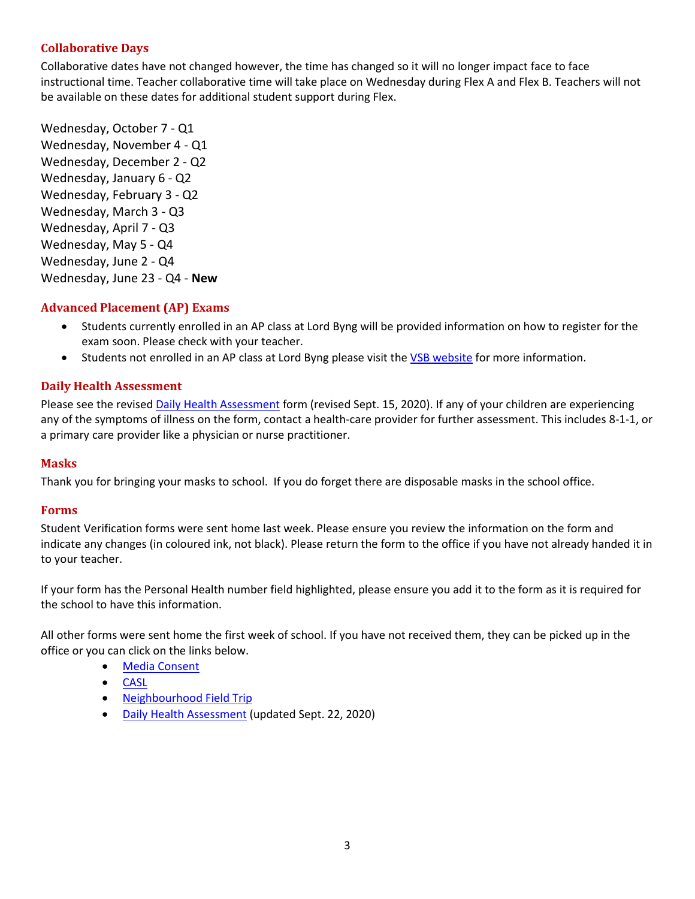## Collaborative Days

Collaborative dates have not changed however, the time has changed so it will no longer impact face to face instructional time. Teacher collaborative time will take place on Wednesday during Flex A and Flex B. Teachers will not be available on these dates for additional student support during Flex.

Wednesday, October 7 - Q1
Wednesday, November 4 - Q1
Wednesday, December 2 - Q2
Wednesday, January 6 - Q2
Wednesday, February 3 - Q2
Wednesday, March 3 - Q3
Wednesday, April 7 - Q3
Wednesday, May 5 - Q4
Wednesday, June 2 - Q4
Wednesday, June 23 - Q4 - **New**

## Advanced Placement (AP) Exams

- Students currently enrolled in an AP class at Lord Byng will be provided information on how to register for the exam soon. Please check with your teacher.
- Students not enrolled in an AP class at Lord Byng please visit the VSB website for more information.

## Daily Health Assessment

Please see the revised Daily Health Assessment form (revised Sept. 15, 2020). If any of your children are experiencing any of the symptoms of illness on the form, contact a health-care provider for further assessment. This includes 8-1-1, or a primary care provider like a physician or nurse practitioner.

## Masks

Thank you for bringing your masks to school. If you do forget there are disposable masks in the school office.

## Forms

Student Verification forms were sent home last week. Please ensure you review the information on the form and indicate any changes (in coloured ink, not black). Please return the form to the office if you have not already handed it in to your teacher.

If your form has the Personal Health number field highlighted, please ensure you add it to the form as it is required for the school to have this information.

All other forms were sent home the first week of school. If you have not received them, they can be picked up in the office or you can click on the links below.

- Media Consent
- CASL
- Neighbourhood Field Trip
- Daily Health Assessment (updated Sept. 22, 2020)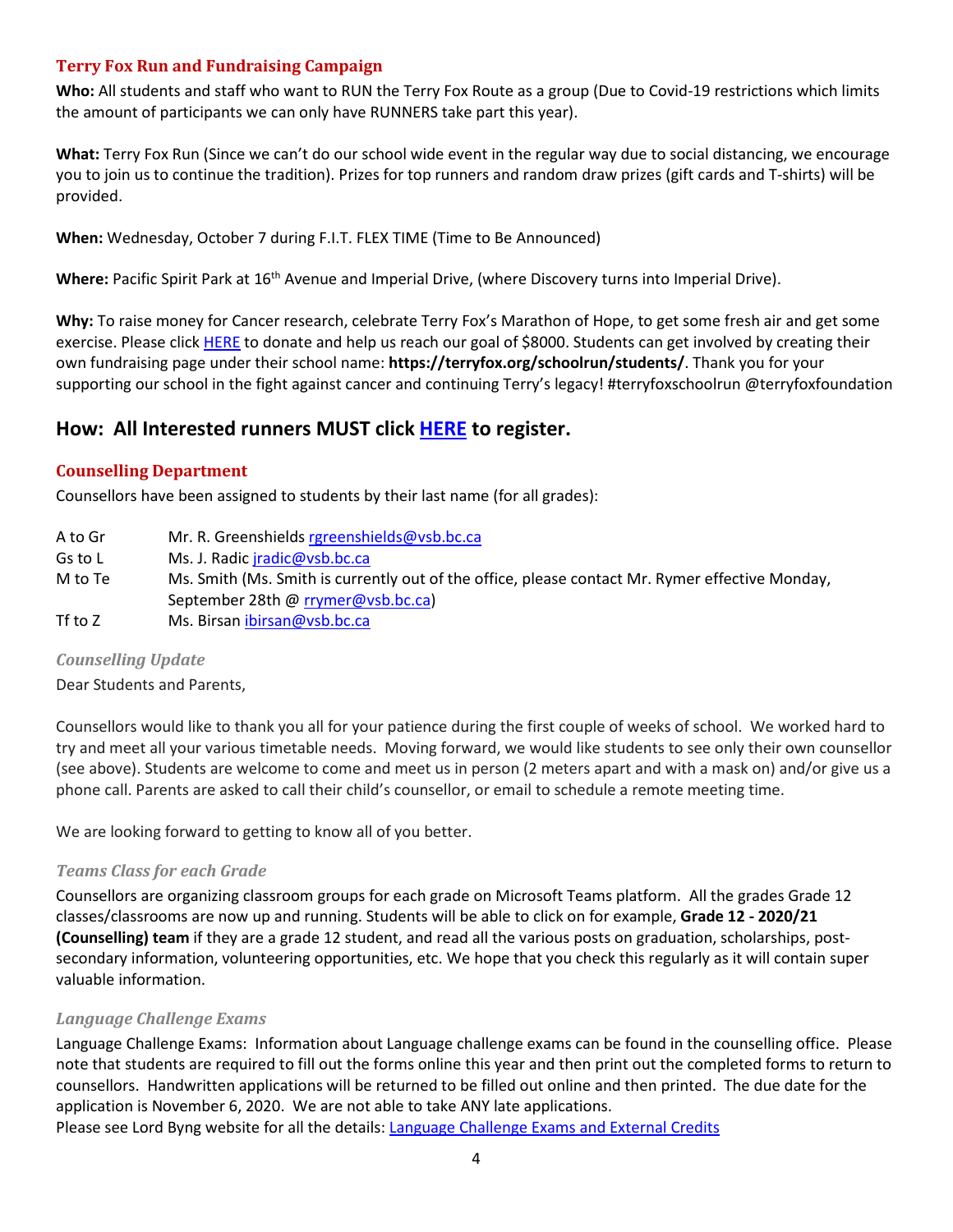## Terry Fox Run and Fundraising Campaign

**Who:** All students and staff who want to RUN the Terry Fox Route as a group (Due to Covid-19 restrictions which limits the amount of participants we can only have RUNNERS take part this year).

**What:** Terry Fox Run (Since we can't do our school wide event in the regular way due to social distancing, we encourage you to join us to continue the tradition). Prizes for top runners and random draw prizes (gift cards and T-shirts) will be provided.

**When:** Wednesday, October 7 during F.I.T. FLEX TIME (Time to Be Announced)

**Where:** Pacific Spirit Park at 16th Avenue and Imperial Drive, (where Discovery turns into Imperial Drive).

**Why:** To raise money for Cancer research, celebrate Terry Fox's Marathon of Hope, to get some fresh air and get some exercise. Please click HERE to donate and help us reach our goal of $8000. Students can get involved by creating their own fundraising page under their school name: **https://terryfox.org/schoolrun/students/**. Thank you for your supporting our school in the fight against cancer and continuing Terry's legacy! #terryfoxschoolrun @terryfoxfoundation

## How: All Interested runners MUST click HERE to register.

## Counselling Department

Counsellors have been assigned to students by their last name (for all grades):

| | |
|---|---|
| A to Gr | Mr. R. Greenshields rgreenshields@vsb.bc.ca |
| Gs to L | Ms. J. Radic jradic@vsb.bc.ca |
| M to Te | Ms. Smith (Ms. Smith is currently out of the office, please contact Mr. Rymer effective Monday, September 28th @ rrymer@vsb.bc.ca) |
| Tf to Z | Ms. Birsan ibirsan@vsb.bc.ca |

### *Counselling Update*

Dear Students and Parents,

Counsellors would like to thank you all for your patience during the first couple of weeks of school. We worked hard to try and meet all your various timetable needs. Moving forward, we would like students to see only their own counsellor (see above). Students are welcome to come and meet us in person (2 meters apart and with a mask on) and/or give us a phone call. Parents are asked to call their child's counsellor, or email to schedule a remote meeting time.

We are looking forward to getting to know all of you better.

### *Teams Class for each Grade*

Counsellors are organizing classroom groups for each grade on Microsoft Teams platform. All the grades Grade 12 classes/classrooms are now up and running. Students will be able to click on for example, **Grade 12 - 2020/21 (Counselling) team** if they are a grade 12 student, and read all the various posts on graduation, scholarships, post-secondary information, volunteering opportunities, etc. We hope that you check this regularly as it will contain super valuable information.

### *Language Challenge Exams*

Language Challenge Exams: Information about Language challenge exams can be found in the counselling office. Please note that students are required to fill out the forms online this year and then print out the completed forms to return to counsellors. Handwritten applications will be returned to be filled out online and then printed. The due date for the application is November 6, 2020. We are not able to take ANY late applications.
Please see Lord Byng website for all the details: Language Challenge Exams and External Credits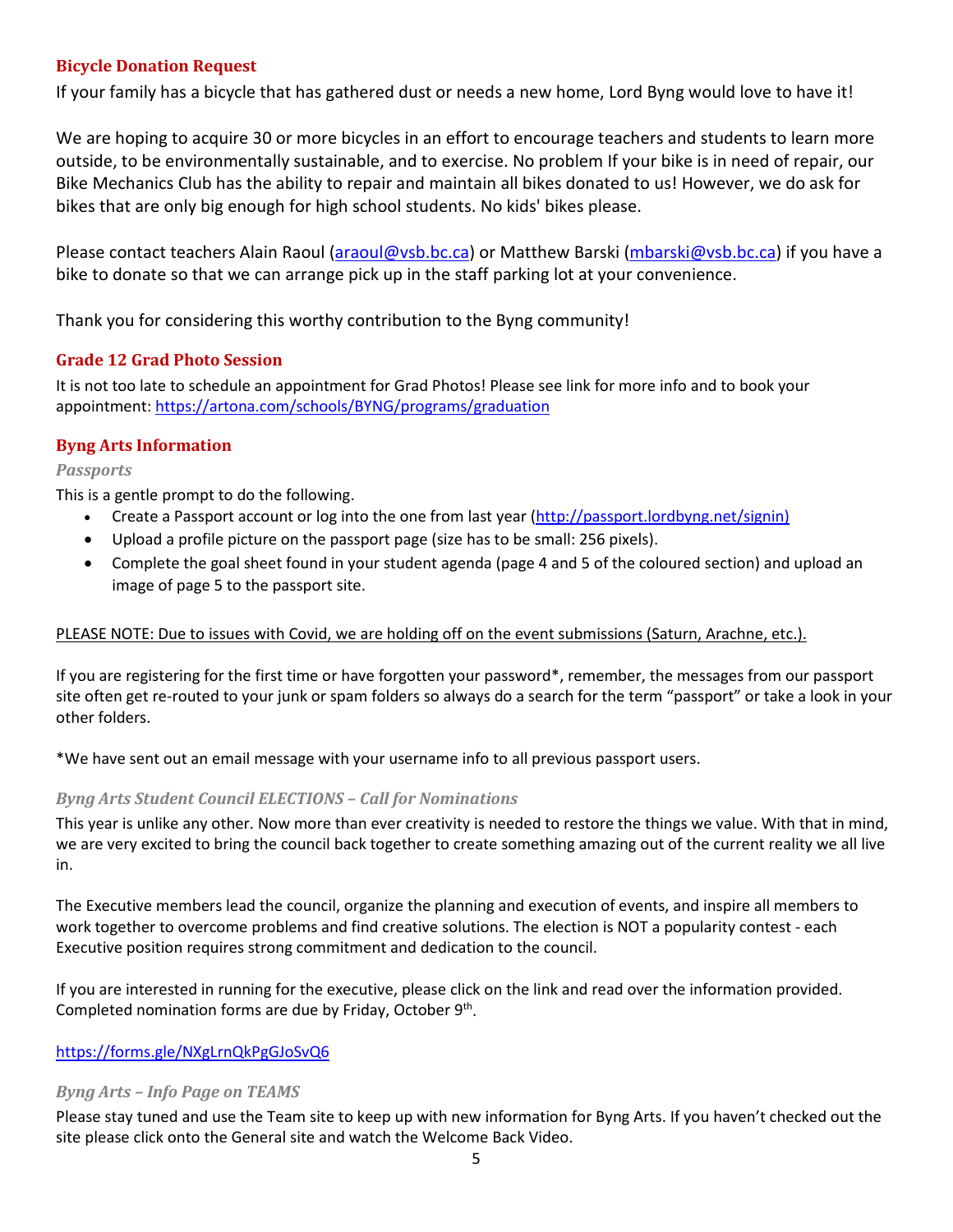## Bicycle Donation Request

If your family has a bicycle that has gathered dust or needs a new home, Lord Byng would love to have it!

We are hoping to acquire 30 or more bicycles in an effort to encourage teachers and students to learn more outside, to be environmentally sustainable, and to exercise. No problem If your bike is in need of repair, our Bike Mechanics Club has the ability to repair and maintain all bikes donated to us! However, we do ask for bikes that are only big enough for high school students. No kids' bikes please.

Please contact teachers Alain Raoul (araoul@vsb.bc.ca) or Matthew Barski (mbarski@vsb.bc.ca) if you have a bike to donate so that we can arrange pick up in the staff parking lot at your convenience.

Thank you for considering this worthy contribution to the Byng community!

## Grade 12 Grad Photo Session

It is not too late to schedule an appointment for Grad Photos! Please see link for more info and to book your appointment: https://artona.com/schools/BYNG/programs/graduation

## Byng Arts Information

### *Passports*

This is a gentle prompt to do the following.

- Create a Passport account or log into the one from last year (http://passport.lordbyng.net/signin)
- Upload a profile picture on the passport page (size has to be small: 256 pixels).
- Complete the goal sheet found in your student agenda (page 4 and 5 of the coloured section) and upload an image of page 5 to the passport site.

PLEASE NOTE: Due to issues with Covid, we are holding off on the event submissions (Saturn, Arachne, etc.).

If you are registering for the first time or have forgotten your password*, remember, the messages from our passport site often get re-routed to your junk or spam folders so always do a search for the term "passport" or take a look in your other folders.

*We have sent out an email message with your username info to all previous passport users.

### *Byng Arts Student Council ELECTIONS – Call for Nominations*

This year is unlike any other. Now more than ever creativity is needed to restore the things we value. With that in mind, we are very excited to bring the council back together to create something amazing out of the current reality we all live in.

The Executive members lead the council, organize the planning and execution of events, and inspire all members to work together to overcome problems and find creative solutions. The election is NOT a popularity contest - each Executive position requires strong commitment and dedication to the council.

If you are interested in running for the executive, please click on the link and read over the information provided. Completed nomination forms are due by Friday, October 9th.

https://forms.gle/NXgLrnQkPgGJoSvQ6

### *Byng Arts – Info Page on TEAMS*

Please stay tuned and use the Team site to keep up with new information for Byng Arts. If you haven't checked out the site please click onto the General site and watch the Welcome Back Video.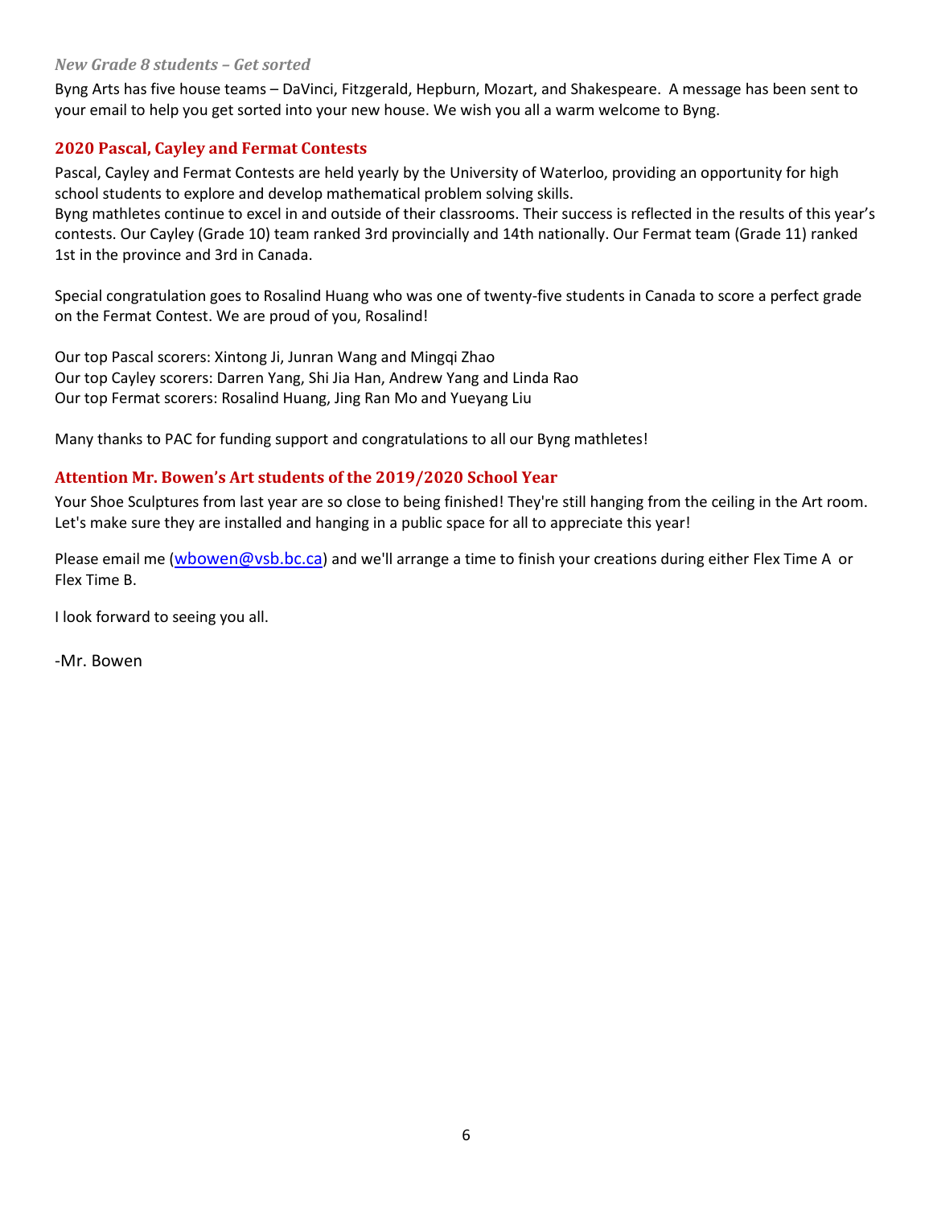### *New Grade 8 students – Get sorted*

Byng Arts has five house teams – DaVinci, Fitzgerald, Hepburn, Mozart, and Shakespeare. A message has been sent to your email to help you get sorted into your new house. We wish you all a warm welcome to Byng.

### 2020 Pascal, Cayley and Fermat Contests

Pascal, Cayley and Fermat Contests are held yearly by the University of Waterloo, providing an opportunity for high school students to explore and develop mathematical problem solving skills.
Byng mathletes continue to excel in and outside of their classrooms. Their success is reflected in the results of this year's contests. Our Cayley (Grade 10) team ranked 3rd provincially and 14th nationally. Our Fermat team (Grade 11) ranked 1st in the province and 3rd in Canada.

Special congratulation goes to Rosalind Huang who was one of twenty-five students in Canada to score a perfect grade on the Fermat Contest. We are proud of you, Rosalind!

Our top Pascal scorers: Xintong Ji, Junran Wang and Mingqi Zhao
Our top Cayley scorers: Darren Yang, Shi Jia Han, Andrew Yang and Linda Rao
Our top Fermat scorers: Rosalind Huang, Jing Ran Mo and Yueyang Liu

Many thanks to PAC for funding support and congratulations to all our Byng mathletes!

### Attention Mr. Bowen's Art students of the 2019/2020 School Year

Your Shoe Sculptures from last year are so close to being finished! They're still hanging from the ceiling in the Art room. Let's make sure they are installed and hanging in a public space for all to appreciate this year!

Please email me (wbowen@vsb.bc.ca) and we'll arrange a time to finish your creations during either Flex Time A or Flex Time B.

I look forward to seeing you all.

-Mr. Bowen